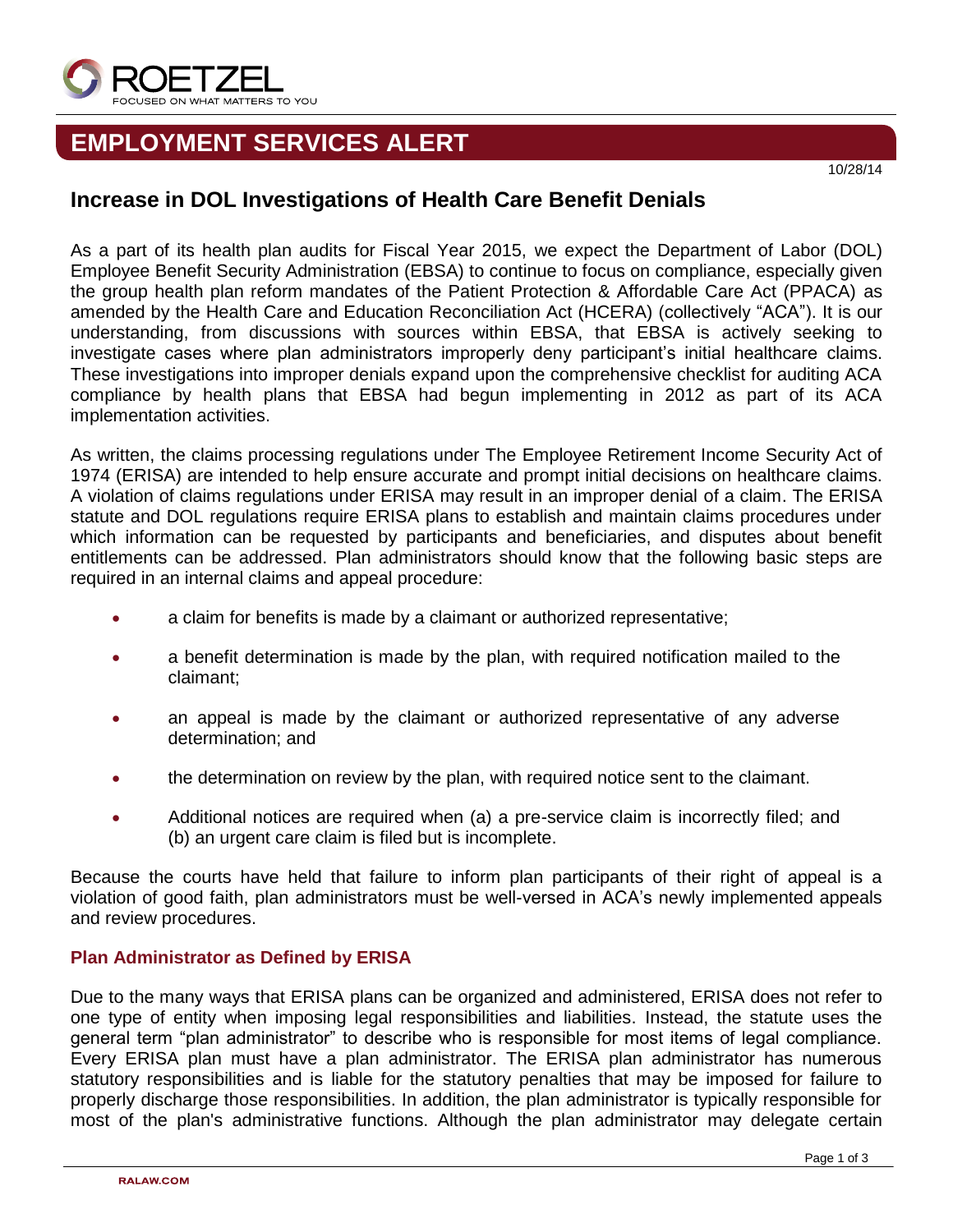ROETZEL

FOCUSED ON WHAT MATTERS TO YOU

# EMPLOYMENT SERVICES ALERT

10/28/14

## Increase in DOL Investigations of Health Care Benefit Denials

As a part of its health plan audits for Fiscal Year 2015, we expect the Department of Labor (DOL) Employee Benefit Security Administration (EBSA) to continue to focus on compliance, especially given the group health plan reform mandates of the Patient Protection & Affordable Care Act (PPACA) as amended by the Health Care and Education Reconciliation Act (HCERA) (collectively "ACA"). It is our understanding, from discussions with sources within EBSA, that EBSA is actively seeking to investigate cases where plan administrators improperly deny participant's initial healthcare claims. These investigations into improper denials expand upon the comprehensive checklist for auditing ACA compliance by health plans that EBSA had begun implementing in 2012 as part of its ACA implementation activities.

As written, the claims processing regulations under The Employee Retirement Income Security Act of 1974 (ERISA) are intended to help ensure accurate and prompt initial decisions on healthcare claims. A violation of claims regulations under ERISA may result in an improper denial of a claim. The ERISA statute and DOL regulations require ERISA plans to establish and maintain claims procedures under which information can be requested by participants and beneficiaries, and disputes about benefit entitlements can be addressed. Plan administrators should know that the following basic steps are required in an internal claims and appeal procedure:

- a claim for benefits is made by a claimant or authorized representative;
- a benefit determination is made by the plan, with required notification mailed to the claimant;
- an appeal is made by the claimant or authorized representative of any adverse determination; and
- the determination on review by the plan, with required notice sent to the claimant.
- Additional notices are required when (a) a pre-service claim is incorrectly filed; and (b) an urgent care claim is filed but is incomplete.

Because the courts have held that failure to inform plan participants of their right of appeal is a violation of good faith, plan administrators must be well-versed in ACA's newly implemented appeals and review procedures.

### Plan Administrator as Defined by ERISA

Due to the many ways that ERISA plans can be organized and administered, ERISA does not refer to one type of entity when imposing legal responsibilities and liabilities. Instead, the statute uses the general term "plan administrator" to describe who is responsible for most items of legal compliance. Every ERISA plan must have a plan administrator. The ERISA plan administrator has numerous statutory responsibilities and is liable for the statutory penalties that may be imposed for failure to properly discharge those responsibilities. In addition, the plan administrator is typically responsible for most of the plan's administrative functions. Although the plan administrator may delegate certain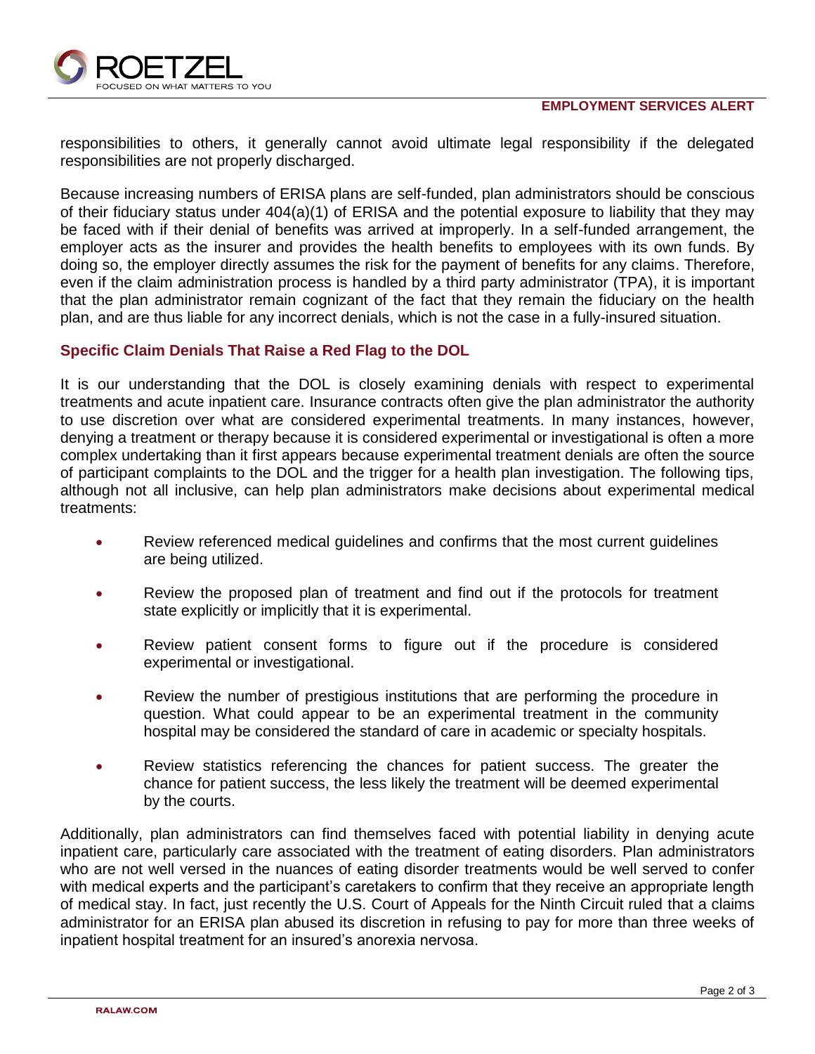responsibilities to others, it generally cannot avoid ultimate legal responsibility if the delegated responsibilities are not properly discharged.

Because increasing numbers of ERISA plans are self-funded, plan administrators should be conscious of their fiduciary status under 404(a)(1) of ERISA and the potential exposure to liability that they may be faced with if their denial of benefits was arrived at improperly. In a self-funded arrangement, the employer acts as the insurer and provides the health benefits to employees with its own funds. By doing so, the employer directly assumes the risk for the payment of benefits for any claims. Therefore, even if the claim administration process is handled by a third party administrator (TPA), it is important that the plan administrator remain cognizant of the fact that they remain the fiduciary on the health plan, and are thus liable for any incorrect denials, which is not the case in a fully-insured situation.

## Specific Claim Denials That Raise a Red Flag to the DOL

It is our understanding that the DOL is closely examining denials with respect to experimental treatments and acute inpatient care. Insurance contracts often give the plan administrator the authority to use discretion over what are considered experimental treatments. In many instances, however, denying a treatment or therapy because it is considered experimental or investigational is often a more complex undertaking than it first appears because experimental treatment denials are often the source of participant complaints to the DOL and the trigger for a health plan investigation. The following tips, although not all inclusive, can help plan administrators make decisions about experimental medical treatments:

- Review referenced medical guidelines and confirms that the most current guidelines are being utilized.
- Review the proposed plan of treatment and find out if the protocols for treatment state explicitly or implicitly that it is experimental.
- Review patient consent forms to figure out if the procedure is considered experimental or investigational.
- Review the number of prestigious institutions that are performing the procedure in question. What could appear to be an experimental treatment in the community hospital may be considered the standard of care in academic or specialty hospitals.
- Review statistics referencing the chances for patient success. The greater the chance for patient success, the less likely the treatment will be deemed experimental by the courts.

Additionally, plan administrators can find themselves faced with potential liability in denying acute inpatient care, particularly care associated with the treatment of eating disorders. Plan administrators who are not well versed in the nuances of eating disorder treatments would be well served to confer with medical experts and the participant's caretakers to confirm that they receive an appropriate length of medical stay. In fact, just recently the U.S. Court of Appeals for the Ninth Circuit ruled that a claims administrator for an ERISA plan abused its discretion in refusing to pay for more than three weeks of inpatient hospital treatment for an insured's anorexia nervosa.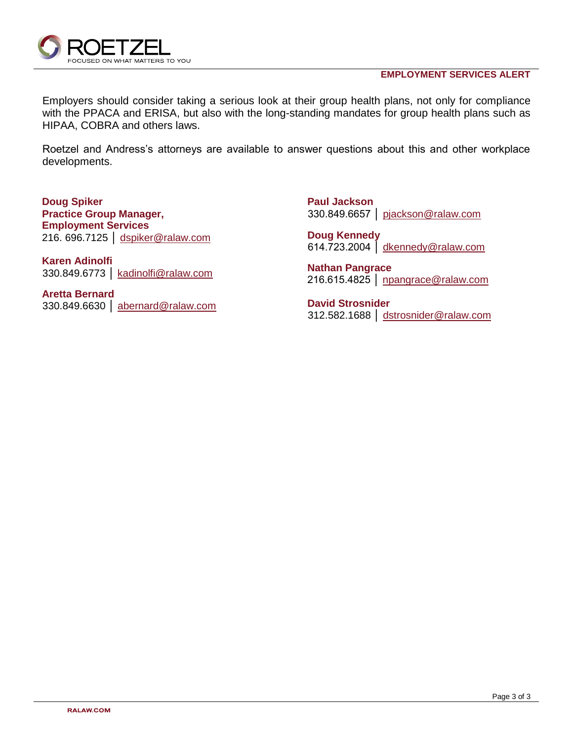Employers should consider taking a serious look at their group health plans, not only for compliance with the PPACA and ERISA, but also with the long-standing mandates for group health plans such as HIPAA, COBRA and others laws.

Roetzel and Andress's attorneys are available to answer questions about this and other workplace developments.

**Doug Spiker**
**Practice Group Manager,**
**Employment Services**
216. 696.7125 │ dspiker@ralaw.com

**Karen Adinolfi**
330.849.6773 │ kadinolfi@ralaw.com

**Aretta Bernard**
330.849.6630 │ abernard@ralaw.com

**Paul Jackson**
330.849.6657 │ pjackson@ralaw.com

**Doug Kennedy**
614.723.2004 │ dkennedy@ralaw.com

**Nathan Pangrace**
216.615.4825 │ npangrace@ralaw.com

**David Strosnider**
312.582.1688 │ dstrosnider@ralaw.com